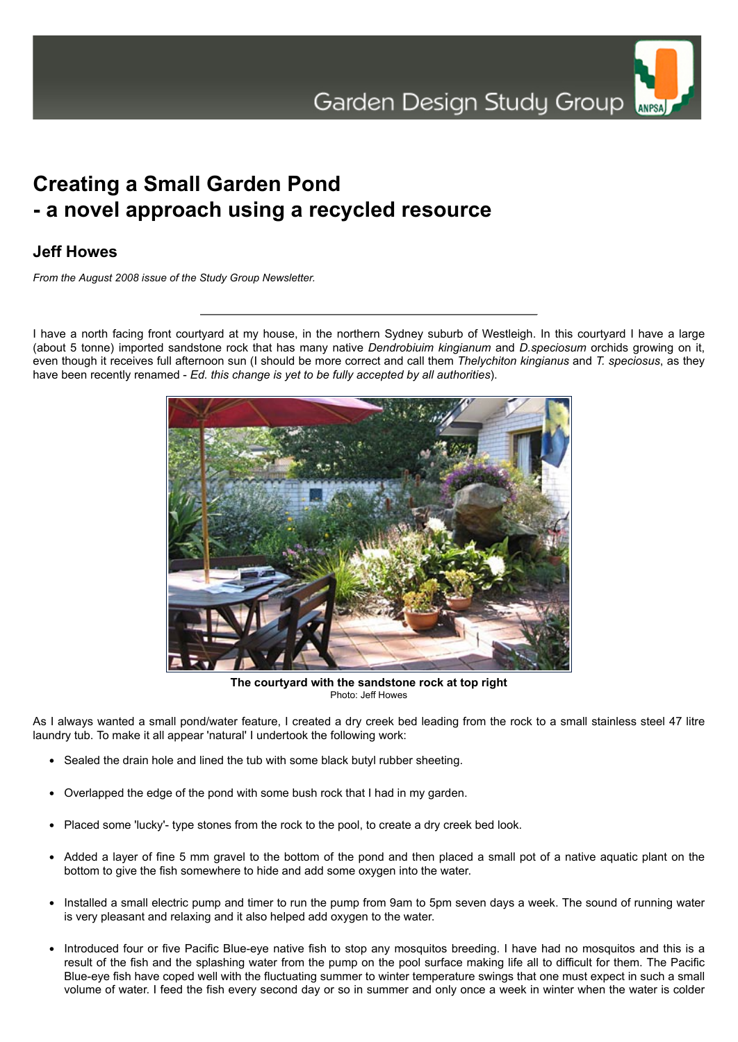Garden Design Study Group

# Creating a Small Garden Pond
# - a novel approach using a recycled resource

## Jeff Howes

*From the August 2008 issue of the Study Group Newsletter.*

---

I have a north facing front courtyard at my house, in the northern Sydney suburb of Westleigh. In this courtyard I have a large (about 5 tonne) imported sandstone rock that has many native *Dendrobiuim kingianum* and *D.speciosum* orchids growing on it, even though it receives full afternoon sun (I should be more correct and call them *Thelychiton kingianus* and *T. speciosus*, as they have been recently renamed - *Ed. this change is yet to be fully accepted by all authorities*).

**The courtyard with the sandstone rock at top right**
Photo: Jeff Howes

As I always wanted a small pond/water feature, I created a dry creek bed leading from the rock to a small stainless steel 47 litre laundry tub. To make it all appear 'natural' I undertook the following work:

- Sealed the drain hole and lined the tub with some black butyl rubber sheeting.
- Overlapped the edge of the pond with some bush rock that I had in my garden.
- Placed some 'lucky'- type stones from the rock to the pool, to create a dry creek bed look.
- Added a layer of fine 5 mm gravel to the bottom of the pond and then placed a small pot of a native aquatic plant on the bottom to give the fish somewhere to hide and add some oxygen into the water.
- Installed a small electric pump and timer to run the pump from 9am to 5pm seven days a week. The sound of running water is very pleasant and relaxing and it also helped add oxygen to the water.
- Introduced four or five Pacific Blue-eye native fish to stop any mosquitos breeding. I have had no mosquitos and this is a result of the fish and the splashing water from the pump on the pool surface making life all to difficult for them. The Pacific Blue-eye fish have coped well with the fluctuating summer to winter temperature swings that one must expect in such a small volume of water. I feed the fish every second day or so in summer and only once a week in winter when the water is colder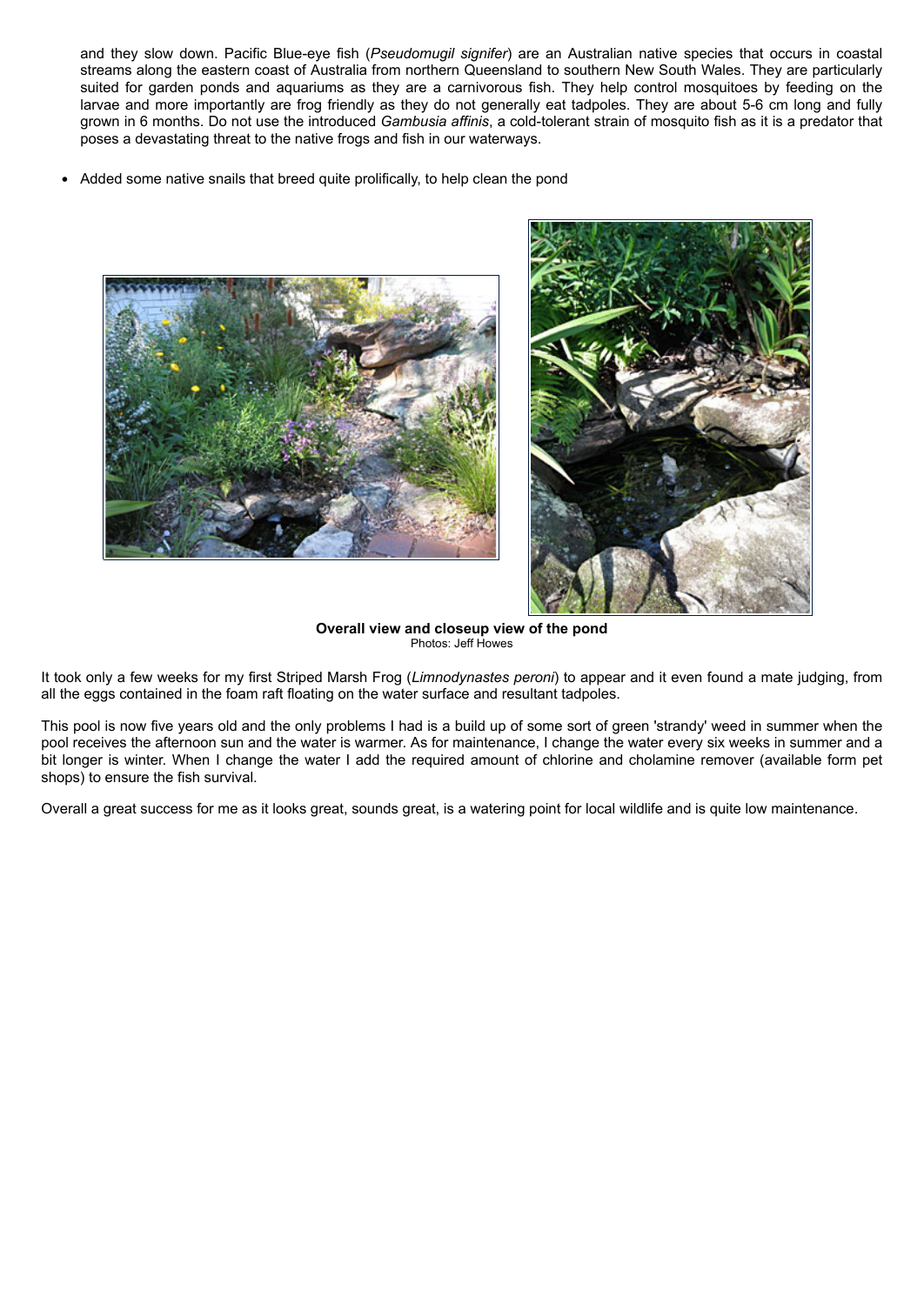and they slow down. Pacific Blue-eye fish (*Pseudomugil signifer*) are an Australian native species that occurs in coastal streams along the eastern coast of Australia from northern Queensland to southern New South Wales. They are particularly suited for garden ponds and aquariums as they are a carnivorous fish. They help control mosquitoes by feeding on the larvae and more importantly are frog friendly as they do not generally eat tadpoles. They are about 5-6 cm long and fully grown in 6 months. Do not use the introduced *Gambusia affinis*, a cold-tolerant strain of mosquito fish as it is a predator that poses a devastating threat to the native frogs and fish in our waterways.

- Added some native snails that breed quite prolifically, to help clean the pond

**Overall view and closeup view of the pond**
Photos: Jeff Howes

It took only a few weeks for my first Striped Marsh Frog (*Limnodynastes peroni*) to appear and it even found a mate judging, from all the eggs contained in the foam raft floating on the water surface and resultant tadpoles.

This pool is now five years old and the only problems I had is a build up of some sort of green 'strandy' weed in summer when the pool receives the afternoon sun and the water is warmer. As for maintenance, I change the water every six weeks in summer and a bit longer is winter. When I change the water I add the required amount of chlorine and cholamine remover (available form pet shops) to ensure the fish survival.

Overall a great success for me as it looks great, sounds great, is a watering point for local wildlife and is quite low maintenance.